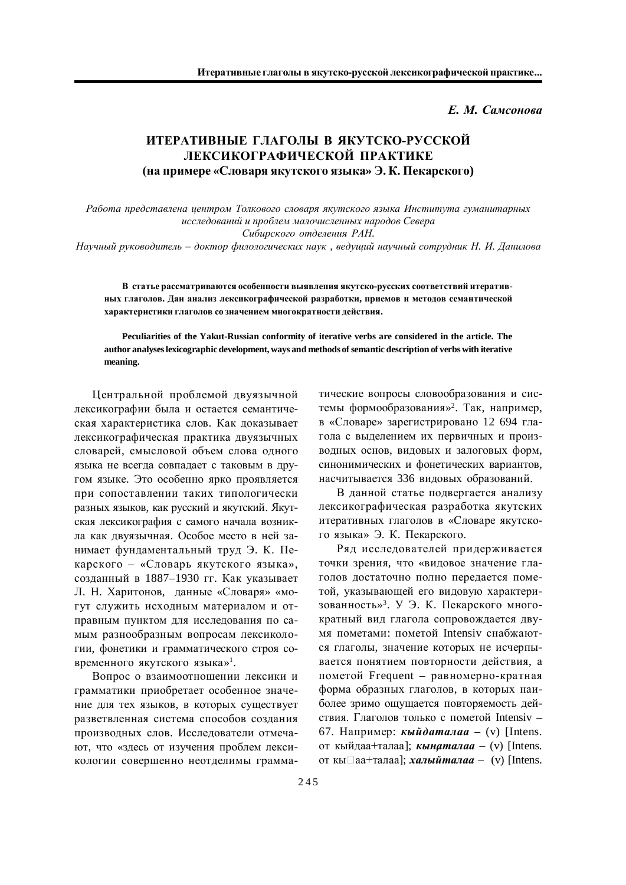*Е. М. Самсонова*

# ИТЕРАТИВНЫЕ ГЛАГОЛЫ В ЯКУТСКО-РУССКОЙ ЛЕКСИКОГРАФИЧЕСКОЙ ПРАКТИКЕ (на примере «Словаря якутского языка» Э. К. Пекарского)

*Работа представлена центром Толкового словаря якутского языка Института гуманитарных исследований и проблем малочисленных народов Севера Сибирского отделения РАН.*
*Научный руководитель – доктор филологических наук , ведущий научный сотрудник Н. И. Данилова*

**В статье рассматриваются особенности выявления якутско-русских соответствий итеративных глаголов. Дан анализ лексикографической разработки, приемов и методов семантической характеристики глаголов со значением многократности действия.**

**Peculiarities of the Yakut-Russian conformity of iterative verbs are considered in the article. The author analyses lexicographic development, ways and methods of semantic description of verbs with iterative meaning.**

Центральной проблемой двуязычной лексикографии была и остается семантическая характеристика слов. Как доказывает лексикографическая практика двуязычных словарей, смысловой объем слова одного языка не всегда совпадает с таковым в другом языке. Это особенно ярко проявляется при сопоставлении таких типологически разных языков, как русский и якутский. Якутская лексикография с самого начала возникла как двуязычная. Особое место в ней занимает фундаментальный труд Э. К. Пекарского – «Словарь якутского языка», созданный в 1887–1930 гг. Как указывает Л. Н. Харитонов, данные «Словаря» «могут служить исходным материалом и отправным пунктом для исследования по самым разнообразным вопросам лексикологии, фонетики и грамматического строя современного якутского языка»[1].

Вопрос о взаимоотношении лексики и грамматики приобретает особенное значение для тех языков, в которых существует разветвленная система способов создания производных слов. Исследователи отмечают, что «здесь от изучения проблем лексикологии совершенно неотделимы грамматические вопросы словообразования и системы формообразования»[2]. Так, например, в «Словаре» зарегистрировано 12 694 глагола с выделением их первичных и производных основ, видовых и залоговых форм, синонимических и фонетических вариантов, насчитывается 336 видовых образований.

В данной статье подвергается анализу лексикографическая разработка якутских итеративных глаголов в «Словаре якутского языка» Э. К. Пекарского.

Ряд исследователей придерживается точки зрения, что «видовое значение глаголов достаточно полно передается пометой, указывающей его видовую характеризованность»[3]. У Э. К. Пекарского многократный вид глагола сопровождается двумя пометами: пометой Intensiv снабжаются глаголы, значение которых не исчерпывается понятием повторности действия, а пометой Frequent – равномерно-кратная форма образных глаголов, в которых наиболее зримо ощущается повторяемость действия. Глаголов только с пометой Intensiv – 67. Например: ***кыйдаталаа*** – (v) [Intens. от кыйдаа+талаа]; ***кыҥаталаа*** – (v) [Intens. от кы□аа+талаа]; ***халыйталаа*** – (v) [Intens.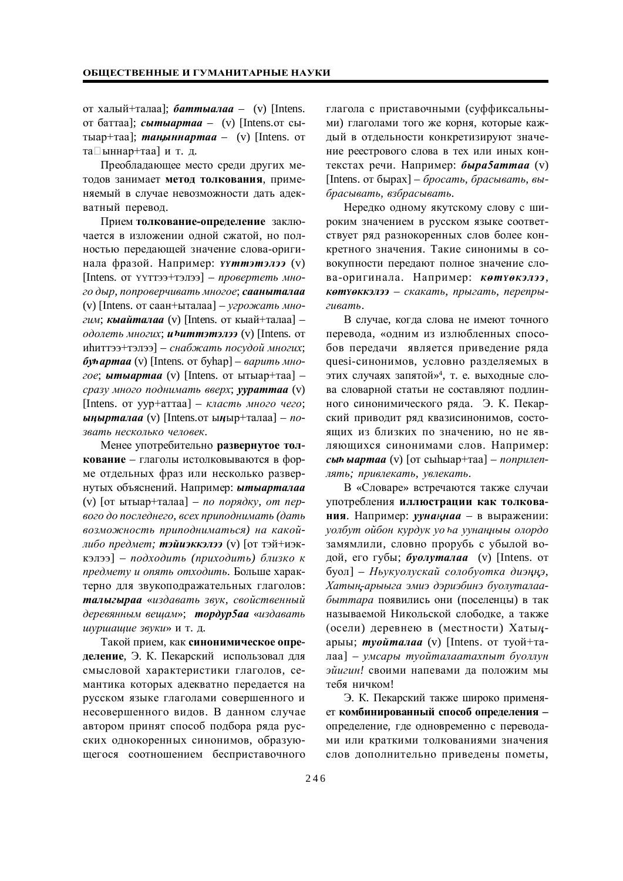от халый+талаа]; ***баттыалаа*** – (v) [Intens. от баттаа]; ***сытыартаа*** – (v) [Intens.от сытыар+таа]; ***таҥыннартаа*** – (v) [Intens. от та□ыннар+таа] и т. д.

Преобладающее место среди других методов занимает **метод толкования**, применяемый в случае невозможности дать адекватный перевод.

Прием **толкование-определение** заключается в изложении одной сжатой, но полностью передающей значение слова-оригинала фразой. Например: ***үүттэтэлээ*** (v) [Intens. от үүттээ+тэлээ] – *провертеть много дыр, попроверчивать многое*; ***сааныталаа*** (v) [Intens. от саан+ыталаа] – *угрожать многим*; ***кыайталаа*** (v) [Intens. от кыай+талаа] – *одолеть многих*; ***иһиттэтэлээ*** (v) [Intens. от иһиттээ+тэлээ] – *снабжать посудой многих*; ***буһартаа*** (v) [Intens. от буһар] – *варить многое*; ***ытыартаа*** (v) [Intens. от ытыар+таа] – *сразу много поднимать вверх*; ***ууртаа*** (v) [Intens. от уур+аттаа] – *класть много чего*; ***ыҥырталаа*** (v) [Intens.от ыҥыр+талаа] – *позвать несколько человек*.

Менее употребительно **развернутое толкование** – глаголы истолковываются в форме отдельных фраз или несколько развернутых объяснений. Например: ***ытыарталаа*** (v) [от ытыар+талаа] – *по порядку, от первого до последнего, всех приподнимать (дать возможность приподниматься) на какой-либо предмет;* ***тэйиэккэлээ*** (v) [от тэй+иэккэлээ] – *подходить (приходить) близко к предмету и опять отходить.* Больше характерно для звукоподражательных глаголов: ***талыгыраа*** «*издавать звук, свойственный деревянным вещам*»; ***тордур5аа*** «*издавать шуршащие звуки*» и т. д.

Такой прием, как **синонимическое определение**, Э. К. Пекарский использовал для смысловой характеристики глаголов, семантика которых адекватно передается на русском языке глаголами совершенного и несовершенного видов. В данном случае автором принят способ подбора ряда русских однокоренных синонимов, образующегося соотношением бесприставочного глагола с приставочными (суффиксальными) глаголами того же корня, которые каждый в отдельности конкретизируют значение реестрового слова в тех или иных контекстах речи. Например: ***быра5аттаа*** (v) [Intens. от бырах] – *бросать, брасывать, выбрасывать, взбрасывать*.

Нередко одному якутскому слову с широким значением в русском языке соответствует ряд разнокоренных слов более конкретного значения. Такие синонимы в совокупности передают полное значение слова-оригинала. Например: ***көтүөкэлээ***, ***көтүөккэлээ*** – *скакать, прыгать, перепрыгивать*.

В случае, когда слова не имеют точного перевода, «одним из излюбленных способов передачи является приведение ряда quesi-синонимов, условно разделяемых в этих случаях запятой»[4], т. е. выходные слова словарной статьи не составляют подлинного синонимического ряда. Э. К. Пекарский приводит ряд квазисинонимов, состоящих из близких по значению, но не являющихся синонимами слов. Например: ***сыһыартаа*** (v) [от сыһыар+таа] – *поприлеплять; привлекать, увлекать*.

В «Словаре» встречаются также случаи употребления **иллюстрации как толкования**. Например: ***уунаҥнаа*** – в выражении: *уолбут ойбон курдук уоһа уунаҥныы олордо* замямлили, словно прорубь с убылой водой, его губы; ***буолуталаа*** (v) [Intens. от буол] – *Ньукуолускай солобуотка диэҥҥэ, Хатыҥ-арыыга эмиэ дэриэбинэ буолуталаабыттара* появились они (поселенцы) в так называемой Никольской слободке, а также (осели) деревнею в (местности) Хатыҥ-арыы; ***туойталаа*** (v) [Intens. от туой+талаа] – *умсары туойталаатахпыт буоллун эйигин!* своими напевами да положим мы тебя ничком!

Э. К. Пекарский также широко применяет **комбинированный способ определения** – определение, где одновременно с переводами или краткими толкованиями значения слов дополнительно приведены пометы,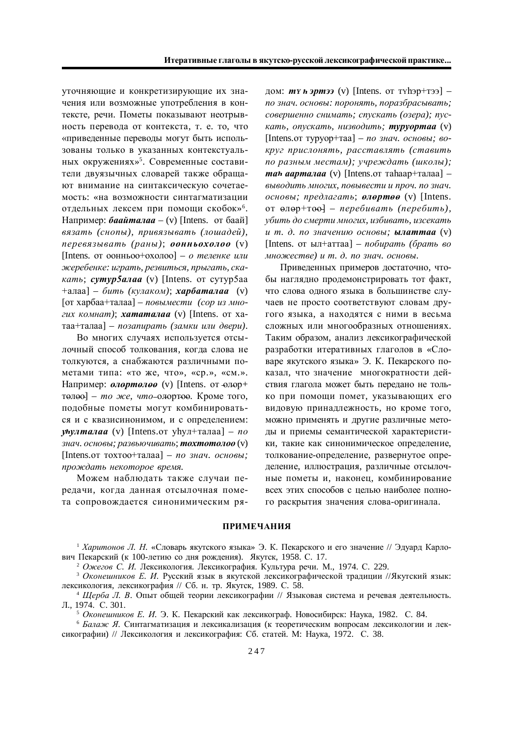уточняющие и конкретизирующие их значения или возможные употребления в контексте, речи. Пометы показывают неотрывность перевода от контекста, т. е. то, что «приведенные переводы могут быть использованы только в указанных контекстуальных окружениях»[5]. Современные составители двуязычных словарей также обращают внимание на синтаксическую сочетаемость: «на возможности синтагматизации отдельных лексем при помощи скобок»[6]. Например: ***баайталаа*** – (v) [Intens. от баай] *вязать (снопы), привязывать (лошадей), перевязывать (раны)*; ***оонньохолоо*** (v) [Intens. от оонньоо+охолоо] – *о теленке или жеребенке: играть, резвиться, прыгать, скакать*; ***сутур5алаа*** (v) [Intens. от сутур5аа +алаа] – *бить (кулаком)*; ***харбаталаа*** (v) [от харбаа+талаа] – *повымести (сор из многих комнат)*; ***хататалаа*** (v) [Intens. от хатаа+талаа] – *позапирать (замки или двери)*.

Во многих случаях используется отсылочный способ толкования, когда слова не толкуются, а снабжаются различными пометами типа: «то же, что», «ср.», «см.». Например: ***олортолөө*** (v) [Intens. от ~~өлөр~~+ ~~төлөө~~] – *то же, что*–~~олортөө~~. Кроме того, подобные пометы могут комбинироваться и с квазисинонимом, и с определением: ***уһултала***а (v) [Intens.от уһул+талаа] – *по знач. основы; развьючивать*; ***тохтотолоо*** (v) [Intens.от тохтоо+талаа] – *по знач. основы; прождать некоторое время.*

Можем наблюдать также случаи передачи, когда данная отсылочная помета сопровождается синонимическим рядом: ***тү һ эртээ*** (v) [Intens. от түһэр+тээ] – *по знач. основы: поронять, поразбрасывать; совершенно снимать; спускать (озера); пускать, опускать, низводить;* ***туруортаа*** (v) [Intens.от туруор+таа] – *по знач. основы; вокруг прислонять, расставлять (ставить по разным местам); учреждать (школы);* ***таһ аарталаа*** (v) [Intens.от таһаар+талаа] – *выводить многих, повывести и проч. по знач. основы; предлагать;* ***өлөртөө*** (v) [Intens. от өлөр+төө] – *перебивать (перебить), убить до смерти многих, избивать, изсекать и т. д. по значению основы;* ***ылаттаа*** (v) [Intens. от ыл+аттаа] – *побирать (брать во множестве) и т. д. по знач. основы.*

Приведенных примеров достаточно, чтобы наглядно продемонстрировать тот факт, что слова одного языка в большинстве случаев не просто соответствуют словам другого языка, а находятся с ними в весьма сложных или многообразных отношениях. Таким образом, анализ лексикографической разработки итеративных глаголов в «Словаре якутского языка» Э. К. Пекарского показал, что значение многократности действия глагола может быть передано не только при помощи помет, указывающих его видовую принадлежность, но кроме того, можно применять и другие различные методы и приемы семантической характеристики, такие как синонимическое определение, толкование-определение, развернутое определение, иллюстрация, различные отсылочные пометы и, наконец, комбинирование всех этих способов с целью наиболее полного раскрытия значения слова-оригинала.

## ПРИМЕЧАНИЯ

[1] *Харитонов Л. Н.* «Словарь якутского языка» Э. К. Пекарского и его значение // Эдуард Карлович Пекарский (к 100-летию со дня рождения). Якутск, 1958. С. 17.

[2] *Ожегов С. И.* Лексикология. Лексикография. Культура речи. М., 1974. С. 229.

[3] *Оконешников Е. И.* Русский язык в якутской лексикографической традиции //Якутский язык: лексикология, лексикография // Сб. н. тр. Якутск, 1989. С. 58.

[4] *Щерба Л. В.* Опыт общей теории лексикографии // Языковая система и речевая деятельность. Л., 1974. С. 301.

[5] *Оконешников Е. И.* Э. К. Пекарский как лексикограф. Новосибирск: Наука, 1982. С. 84.

[6] *Балаж Я.* Синтагматизация и лексикализация (к теоретическим вопросам лексикологии и лексикографии) // Лексикология и лексикография: Сб. статей. М: Наука, 1972. С. 38.